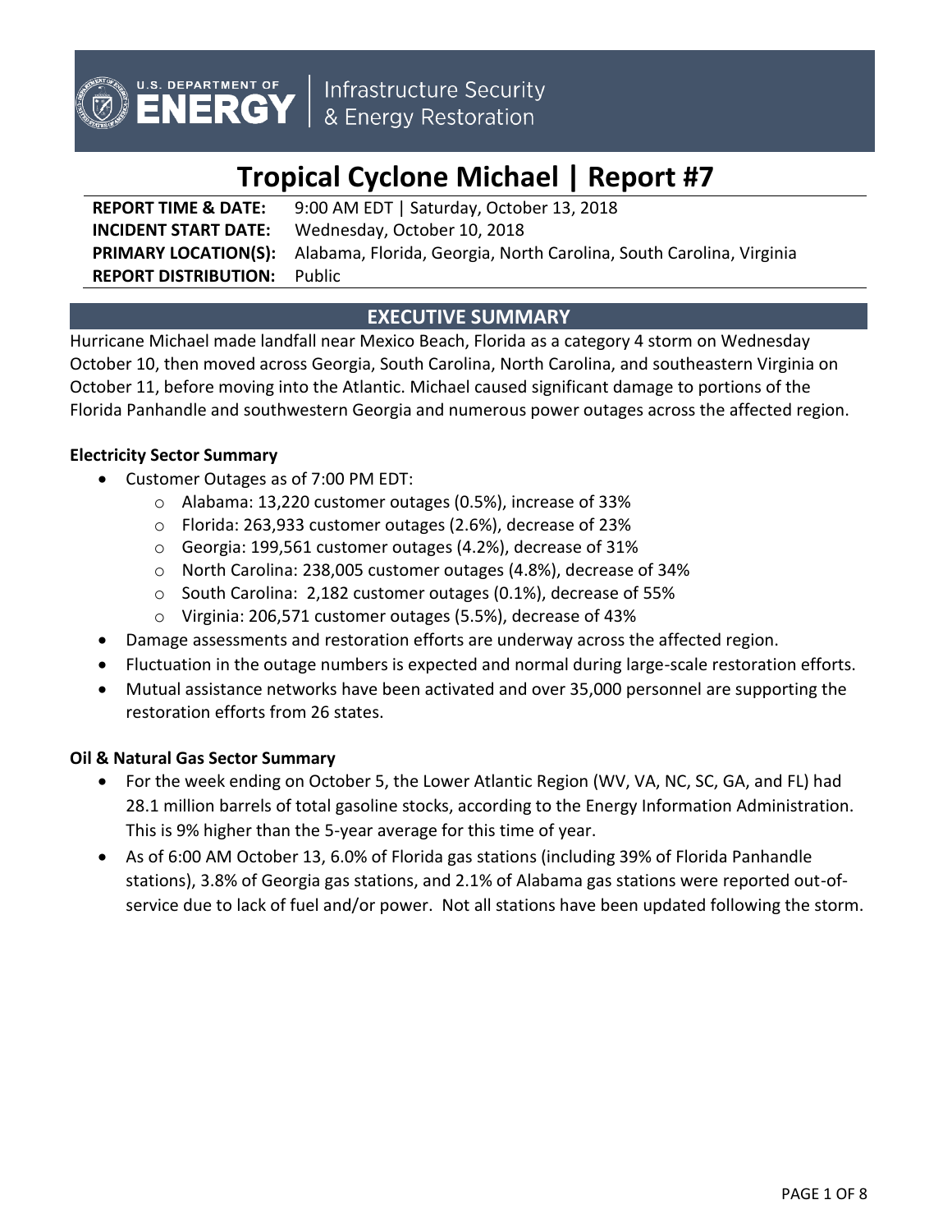U.S. DEPARTMENT OF ENERGY | Infrastructure Security & Energy Restoration

# Tropical Cyclone Michael | Report #7

**REPORT TIME & DATE:** 9:00 AM EDT | Saturday, October 13, 2018
**INCIDENT START DATE:** Wednesday, October 10, 2018
**PRIMARY LOCATION(S):** Alabama, Florida, Georgia, North Carolina, South Carolina, Virginia
**REPORT DISTRIBUTION:** Public

## EXECUTIVE SUMMARY

Hurricane Michael made landfall near Mexico Beach, Florida as a category 4 storm on Wednesday October 10, then moved across Georgia, South Carolina, North Carolina, and southeastern Virginia on October 11, before moving into the Atlantic. Michael caused significant damage to portions of the Florida Panhandle and southwestern Georgia and numerous power outages across the affected region.

**Electricity Sector Summary**

- Customer Outages as of 7:00 PM EDT:
  - Alabama: 13,220 customer outages (0.5%), increase of 33%
  - Florida: 263,933 customer outages (2.6%), decrease of 23%
  - Georgia: 199,561 customer outages (4.2%), decrease of 31%
  - North Carolina: 238,005 customer outages (4.8%), decrease of 34%
  - South Carolina: 2,182 customer outages (0.1%), decrease of 55%
  - Virginia: 206,571 customer outages (5.5%), decrease of 43%
- Damage assessments and restoration efforts are underway across the affected region.
- Fluctuation in the outage numbers is expected and normal during large-scale restoration efforts.
- Mutual assistance networks have been activated and over 35,000 personnel are supporting the restoration efforts from 26 states.

**Oil & Natural Gas Sector Summary**

- For the week ending on October 5, the Lower Atlantic Region (WV, VA, NC, SC, GA, and FL) had 28.1 million barrels of total gasoline stocks, according to the Energy Information Administration. This is 9% higher than the 5-year average for this time of year.
- As of 6:00 AM October 13, 6.0% of Florida gas stations (including 39% of Florida Panhandle stations), 3.8% of Georgia gas stations, and 2.1% of Alabama gas stations were reported out-of-service due to lack of fuel and/or power. Not all stations have been updated following the storm.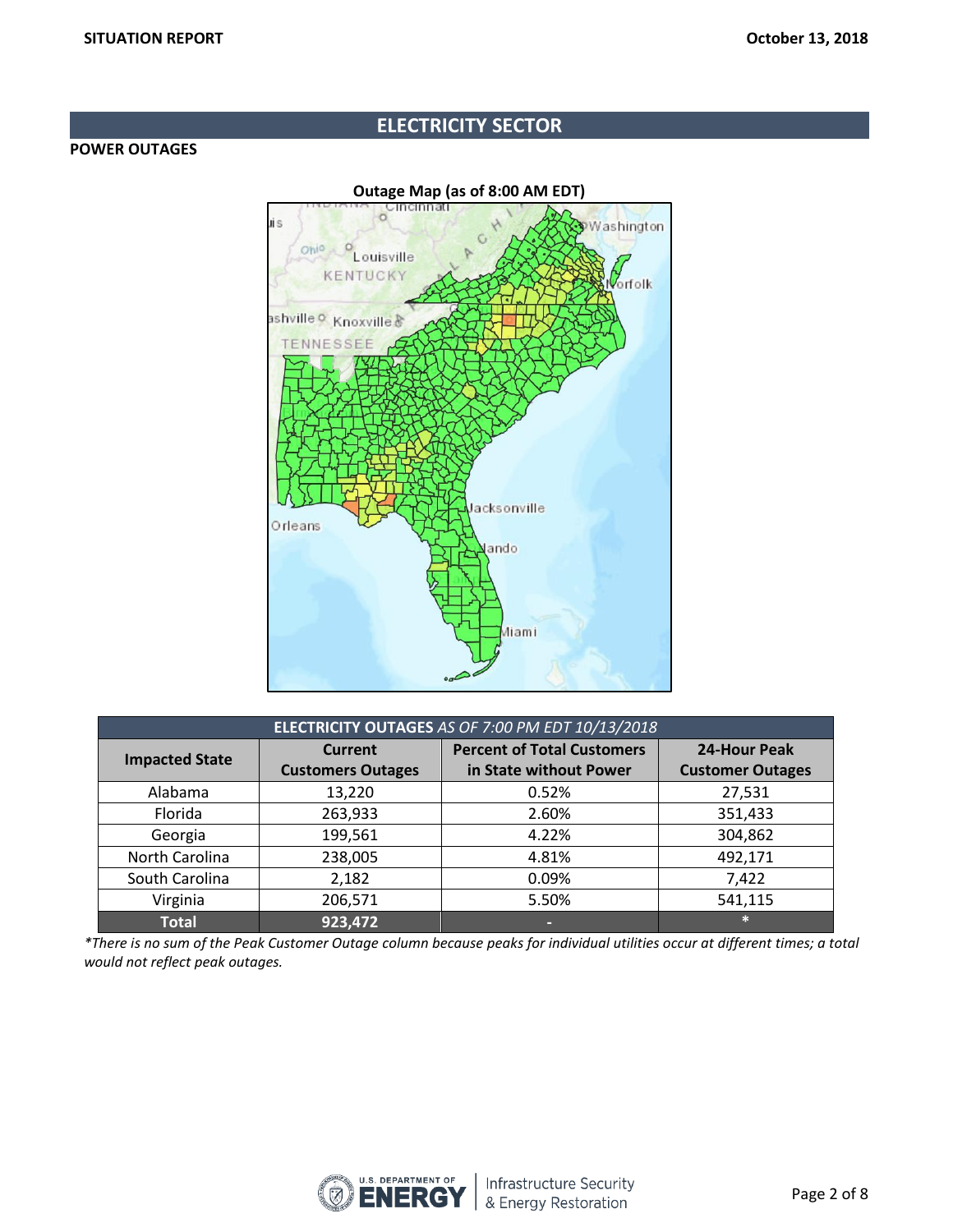## ELECTRICITY SECTOR

### POWER OUTAGES

**Outage Map (as of 8:00 AM EDT)**

| **ELECTRICITY OUTAGES** *AS OF 7:00 PM EDT 10/13/2018* | | | |
|---|---|---|---|
| **Impacted State** | **Current Customers Outages** | **Percent of Total Customers in State without Power** | **24-Hour Peak Customer Outages** |
| Alabama | 13,220 | 0.52% | 27,531 |
| Florida | 263,933 | 2.60% | 351,433 |
| Georgia | 199,561 | 4.22% | 304,862 |
| North Carolina | 238,005 | 4.81% | 492,171 |
| South Carolina | 2,182 | 0.09% | 7,422 |
| Virginia | 206,571 | 5.50% | 541,115 |
| **Total** | **923,472** | **-** | ***** |

*\*There is no sum of the Peak Customer Outage column because peaks for individual utilities occur at different times; a total would not reflect peak outages.*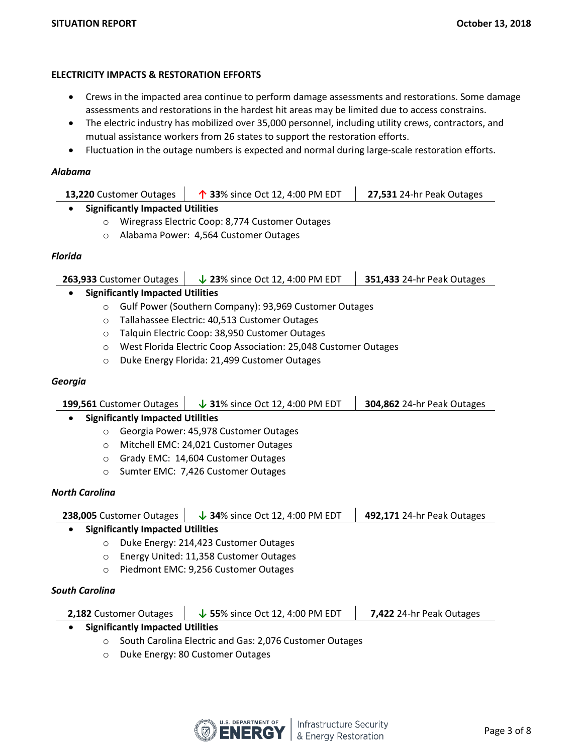## ELECTRICITY IMPACTS & RESTORATION EFFORTS

- Crews in the impacted area continue to perform damage assessments and restorations. Some damage assessments and restorations in the hardest hit areas may be limited due to access constrains.
- The electric industry has mobilized over 35,000 personnel, including utility crews, contractors, and mutual assistance workers from 26 states to support the restoration efforts.
- Fluctuation in the outage numbers is expected and normal during large-scale restoration efforts.

### *Alabama*

| **13,220** Customer Outages | ↑ **33**% since Oct 12, 4:00 PM EDT | **27,531** 24-hr Peak Outages |
|---|---|---|

- **Significantly Impacted Utilities**
  - Wiregrass Electric Coop: 8,774 Customer Outages
  - Alabama Power: 4,564 Customer Outages

### *Florida*

| **263,933** Customer Outages | ↓ **23**% since Oct 12, 4:00 PM EDT | **351,433** 24-hr Peak Outages |
|---|---|---|

- **Significantly Impacted Utilities**
  - Gulf Power (Southern Company): 93,969 Customer Outages
  - Tallahassee Electric: 40,513 Customer Outages
  - Talquin Electric Coop: 38,950 Customer Outages
  - West Florida Electric Coop Association: 25,048 Customer Outages
  - Duke Energy Florida: 21,499 Customer Outages

### *Georgia*

| **199,561** Customer Outages | ↓ **31**% since Oct 12, 4:00 PM EDT | **304,862** 24-hr Peak Outages |
|---|---|---|

- **Significantly Impacted Utilities**
  - Georgia Power: 45,978 Customer Outages
  - Mitchell EMC: 24,021 Customer Outages
  - Grady EMC: 14,604 Customer Outages
  - Sumter EMC: 7,426 Customer Outages

### *North Carolina*

| **238,005** Customer Outages | ↓ **34**% since Oct 12, 4:00 PM EDT | **492,171** 24-hr Peak Outages |
|---|---|---|

- **Significantly Impacted Utilities**
  - Duke Energy: 214,423 Customer Outages
  - Energy United: 11,358 Customer Outages
  - Piedmont EMC: 9,256 Customer Outages

### *South Carolina*

| **2,182** Customer Outages | ↓ **55**% since Oct 12, 4:00 PM EDT | **7,422** 24-hr Peak Outages |
|---|---|---|

- **Significantly Impacted Utilities**
  - South Carolina Electric and Gas: 2,076 Customer Outages
  - Duke Energy: 80 Customer Outages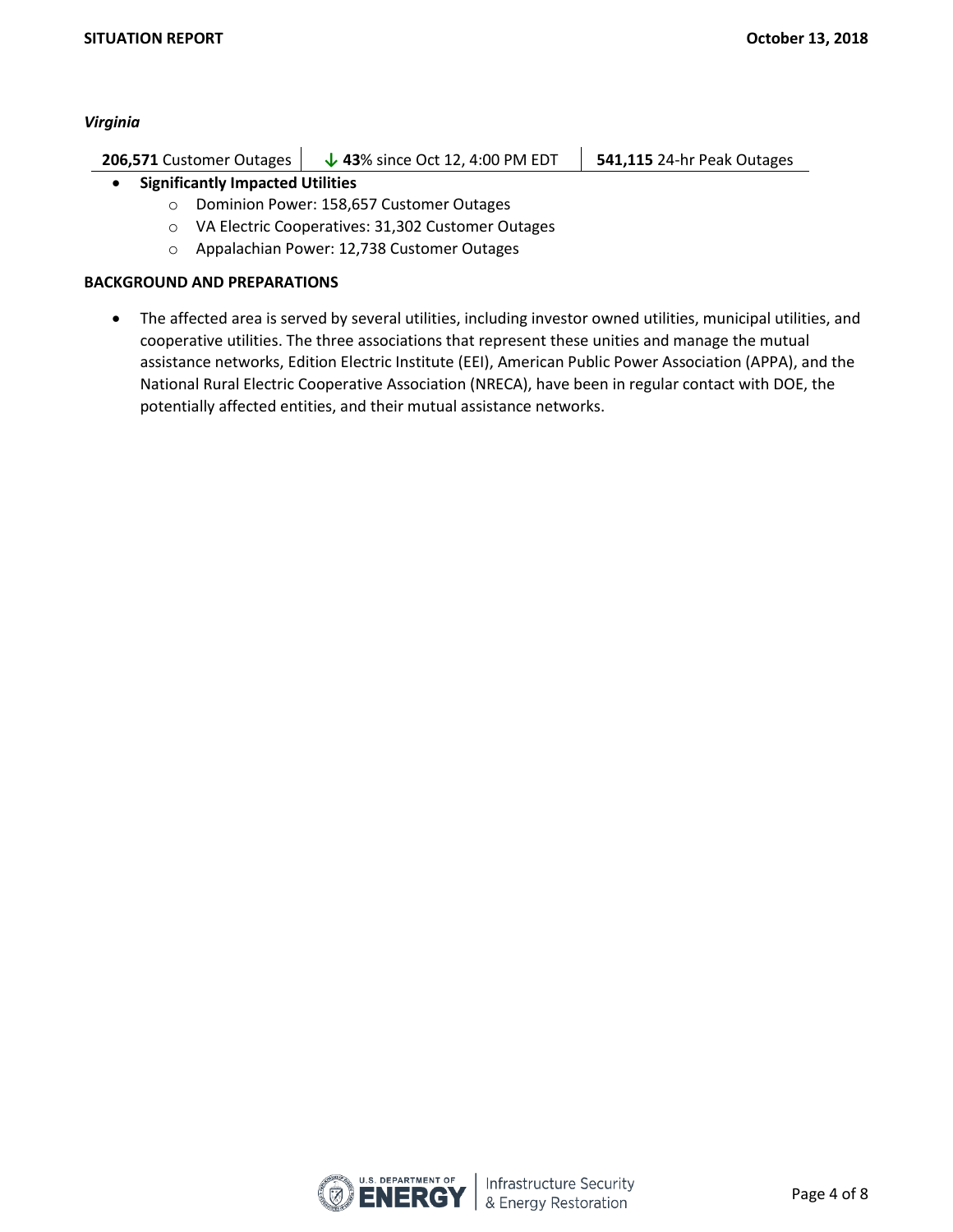*Virginia*

| **206,571** Customer Outages | ↓ **43**% since Oct 12, 4:00 PM EDT | **541,115** 24-hr Peak Outages |
|---|---|---|

- **Significantly Impacted Utilities**
  - Dominion Power: 158,657 Customer Outages
  - VA Electric Cooperatives: 31,302 Customer Outages
  - Appalachian Power: 12,738 Customer Outages

**BACKGROUND AND PREPARATIONS**

- The affected area is served by several utilities, including investor owned utilities, municipal utilities, and cooperative utilities. The three associations that represent these unities and manage the mutual assistance networks, Edition Electric Institute (EEI), American Public Power Association (APPA), and the National Rural Electric Cooperative Association (NRECA), have been in regular contact with DOE, the potentially affected entities, and their mutual assistance networks.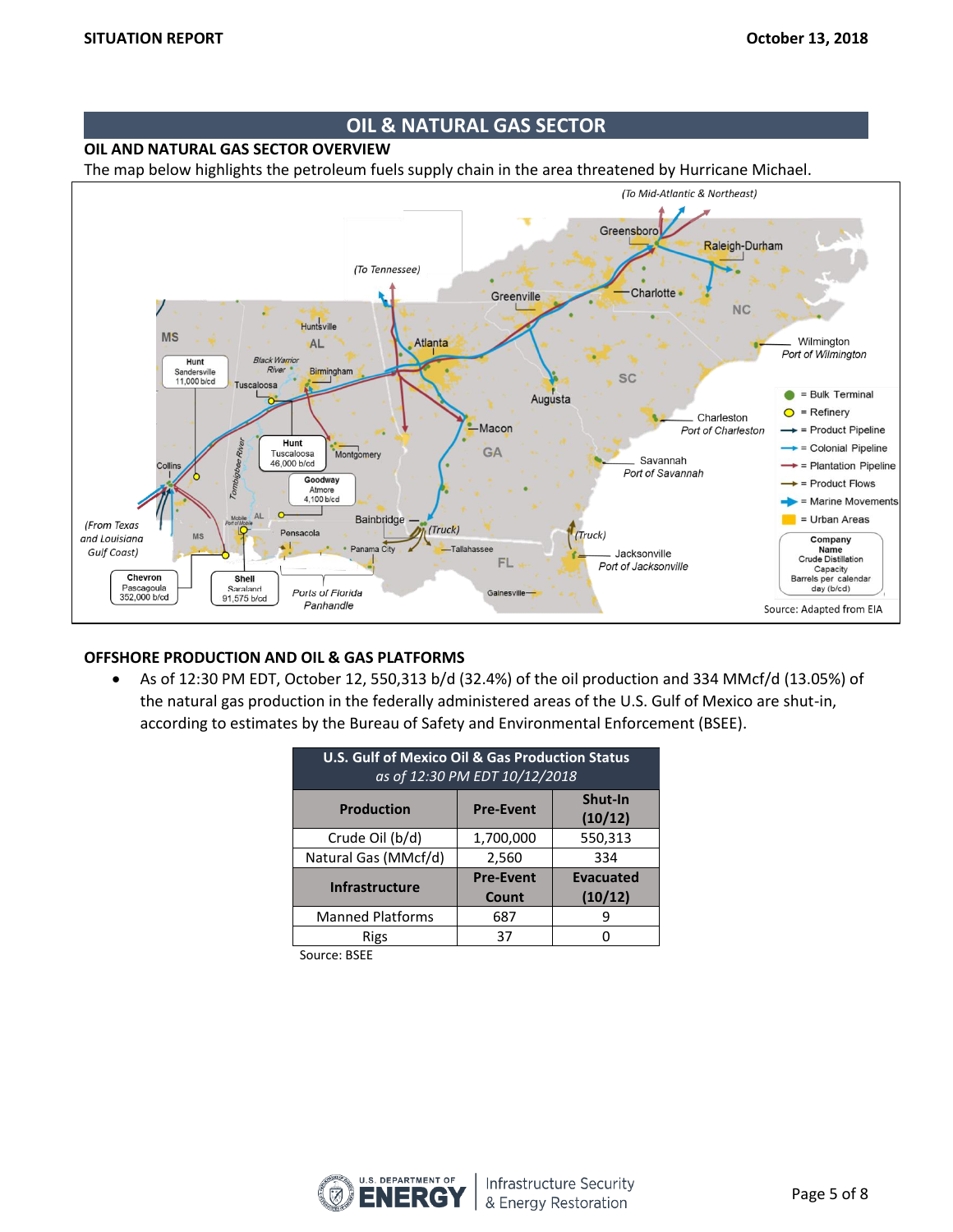## OIL & NATURAL GAS SECTOR

### OIL AND NATURAL GAS SECTOR OVERVIEW

The map below highlights the petroleum fuels supply chain in the area threatened by Hurricane Michael.

### OFFSHORE PRODUCTION AND OIL & GAS PLATFORMS

- As of 12:30 PM EDT, October 12, 550,313 b/d (32.4%) of the oil production and 334 MMcf/d (13.05%) of the natural gas production in the federally administered areas of the U.S. Gulf of Mexico are shut-in, according to estimates by the Bureau of Safety and Environmental Enforcement (BSEE).

**U.S. Gulf of Mexico Oil & Gas Production Status**
*as of 12:30 PM EDT 10/12/2018*

| Production | Pre-Event | Shut-In (10/12) |
|---|---|---|
| Crude Oil (b/d) | 1,700,000 | 550,313 |
| Natural Gas (MMcf/d) | 2,560 | 334 |
| **Infrastructure** | **Pre-Event Count** | **Evacuated (10/12)** |
| Manned Platforms | 687 | 9 |
| Rigs | 37 | 0 |

Source: BSEE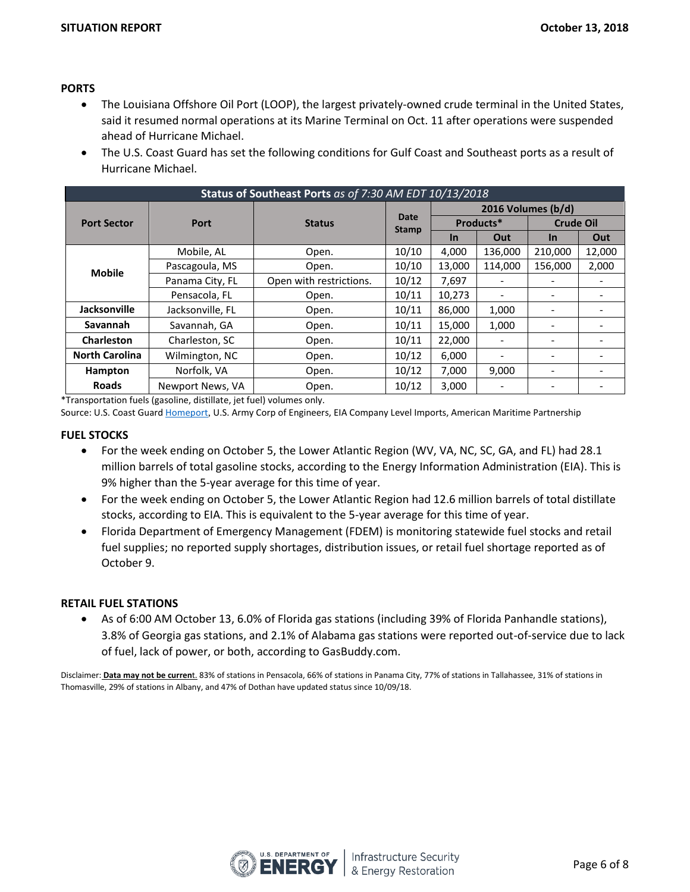## PORTS

- The Louisiana Offshore Oil Port (LOOP), the largest privately-owned crude terminal in the United States, said it resumed normal operations at its Marine Terminal on Oct. 11 after operations were suspended ahead of Hurricane Michael.
- The U.S. Coast Guard has set the following conditions for Gulf Coast and Southeast ports as a result of Hurricane Michael.

| **Status of Southeast Ports** *as of 7:30 AM EDT 10/13/2018* | | | | | | | |
|---|---|---|---|---|---|---|---|
| **Port Sector** | **Port** | **Status** | **Date Stamp** | **2016 Volumes (b/d)** | | | |
| | | | | **Products*** | | **Crude Oil** | |
| | | | | **In** | **Out** | **In** | **Out** |
| **Mobile** | Mobile, AL | Open. | 10/10 | 4,000 | 136,000 | 210,000 | 12,000 |
| | Pascagoula, MS | Open. | 10/10 | 13,000 | 114,000 | 156,000 | 2,000 |
| | Panama City, FL | Open with restrictions. | 10/12 | 7,697 | - | - | - |
| | Pensacola, FL | Open. | 10/11 | 10,273 | - | - | - |
| **Jacksonville** | Jacksonville, FL | Open. | 10/11 | 86,000 | 1,000 | - | - |
| **Savannah** | Savannah, GA | Open. | 10/11 | 15,000 | 1,000 | - | - |
| **Charleston** | Charleston, SC | Open. | 10/11 | 22,000 | - | - | - |
| **North Carolina** | Wilmington, NC | Open. | 10/12 | 6,000 | - | - | - |
| **Hampton Roads** | Norfolk, VA | Open. | 10/12 | 7,000 | 9,000 | - | - |
| | Newport News, VA | Open. | 10/12 | 3,000 | - | - | - |

*Transportation fuels (gasoline, distillate, jet fuel) volumes only.

Source: U.S. Coast Guard Homeport, U.S. Army Corp of Engineers, EIA Company Level Imports, American Maritime Partnership

## FUEL STOCKS

- For the week ending on October 5, the Lower Atlantic Region (WV, VA, NC, SC, GA, and FL) had 28.1 million barrels of total gasoline stocks, according to the Energy Information Administration (EIA). This is 9% higher than the 5-year average for this time of year.
- For the week ending on October 5, the Lower Atlantic Region had 12.6 million barrels of total distillate stocks, according to EIA. This is equivalent to the 5-year average for this time of year.
- Florida Department of Emergency Management (FDEM) is monitoring statewide fuel stocks and retail fuel supplies; no reported supply shortages, distribution issues, or retail fuel shortage reported as of October 9.

## RETAIL FUEL STATIONS

- As of 6:00 AM October 13, 6.0% of Florida gas stations (including 39% of Florida Panhandle stations), 3.8% of Georgia gas stations, and 2.1% of Alabama gas stations were reported out-of-service due to lack of fuel, lack of power, or both, according to GasBuddy.com.

Disclaimer: **Data may not be current**. 83% of stations in Pensacola, 66% of stations in Panama City, 77% of stations in Tallahassee, 31% of stations in Thomasville, 29% of stations in Albany, and 47% of Dothan have updated status since 10/09/18.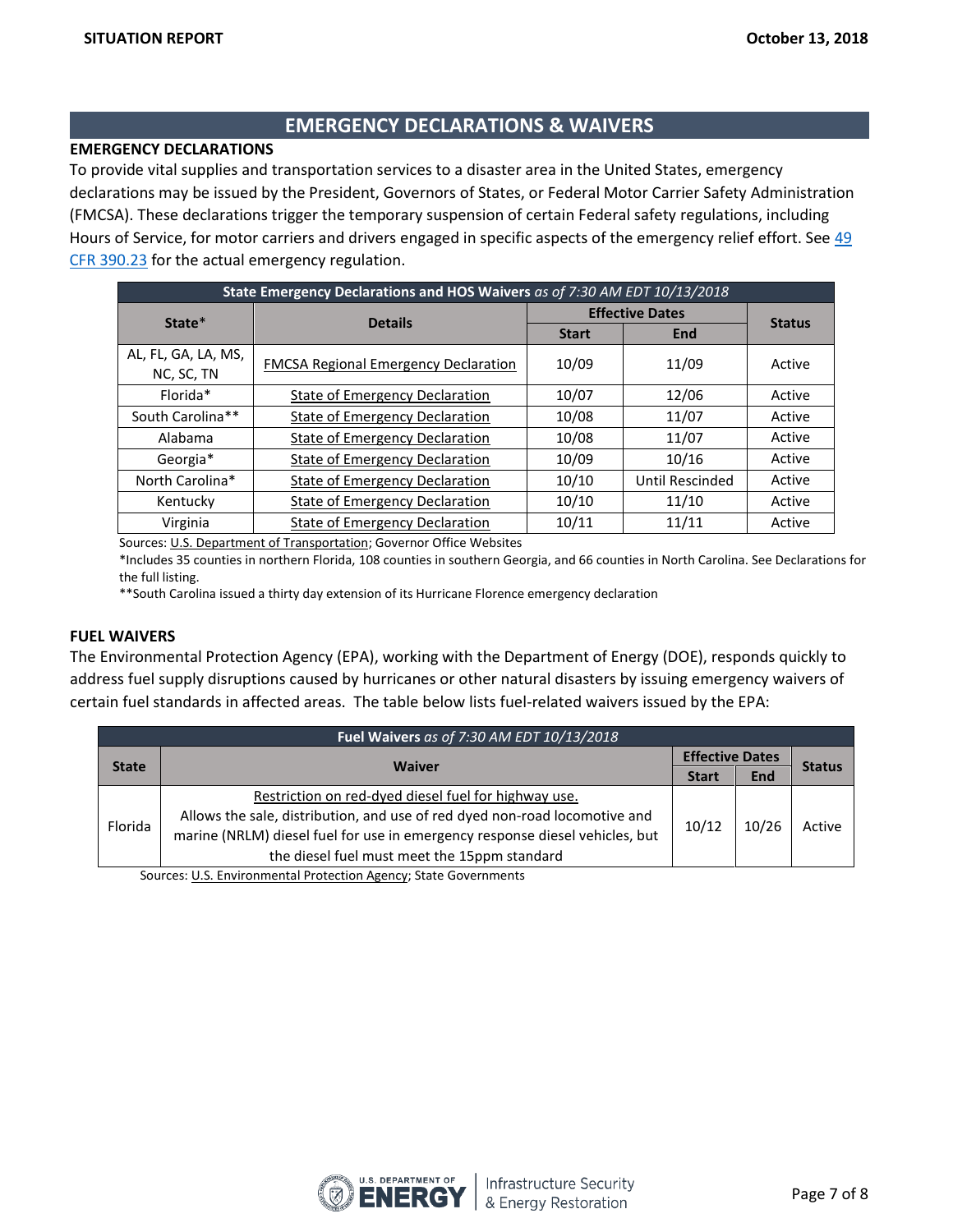## EMERGENCY DECLARATIONS & WAIVERS

### EMERGENCY DECLARATIONS

To provide vital supplies and transportation services to a disaster area in the United States, emergency declarations may be issued by the President, Governors of States, or Federal Motor Carrier Safety Administration (FMCSA). These declarations trigger the temporary suspension of certain Federal safety regulations, including Hours of Service, for motor carriers and drivers engaged in specific aspects of the emergency relief effort. See 49 CFR 390.23 for the actual emergency regulation.

| **State Emergency Declarations and HOS Waivers** *as of 7:30 AM EDT 10/13/2018* | | | | |
|---|---|---|---|---|
| **State*** | **Details** | **Effective Dates** | | **Status** |
| | | **Start** | **End** | |
| AL, FL, GA, LA, MS, NC, SC, TN | FMCSA Regional Emergency Declaration | 10/09 | 11/09 | Active |
| Florida* | State of Emergency Declaration | 10/07 | 12/06 | Active |
| South Carolina** | State of Emergency Declaration | 10/08 | 11/07 | Active |
| Alabama | State of Emergency Declaration | 10/08 | 11/07 | Active |
| Georgia* | State of Emergency Declaration | 10/09 | 10/16 | Active |
| North Carolina* | State of Emergency Declaration | 10/10 | Until Rescinded | Active |
| Kentucky | State of Emergency Declaration | 10/10 | 11/10 | Active |
| Virginia | State of Emergency Declaration | 10/11 | 11/11 | Active |

Sources: U.S. Department of Transportation; Governor Office Websites

*Includes 35 counties in northern Florida, 108 counties in southern Georgia, and 66 counties in North Carolina. See Declarations for the full listing.

**South Carolina issued a thirty day extension of its Hurricane Florence emergency declaration

### FUEL WAIVERS

The Environmental Protection Agency (EPA), working with the Department of Energy (DOE), responds quickly to address fuel supply disruptions caused by hurricanes or other natural disasters by issuing emergency waivers of certain fuel standards in affected areas. The table below lists fuel-related waivers issued by the EPA:

| **Fuel Waivers** *as of 7:30 AM EDT 10/13/2018* | | | | |
|---|---|---|---|---|
| **State** | **Waiver** | **Effective Dates** | | **Status** |
| | | **Start** | **End** | |
| Florida | Restriction on red-dyed diesel fuel for highway use. Allows the sale, distribution, and use of red dyed non-road locomotive and marine (NRLM) diesel fuel for use in emergency response diesel vehicles, but the diesel fuel must meet the 15ppm standard | 10/12 | 10/26 | Active |

Sources: U.S. Environmental Protection Agency; State Governments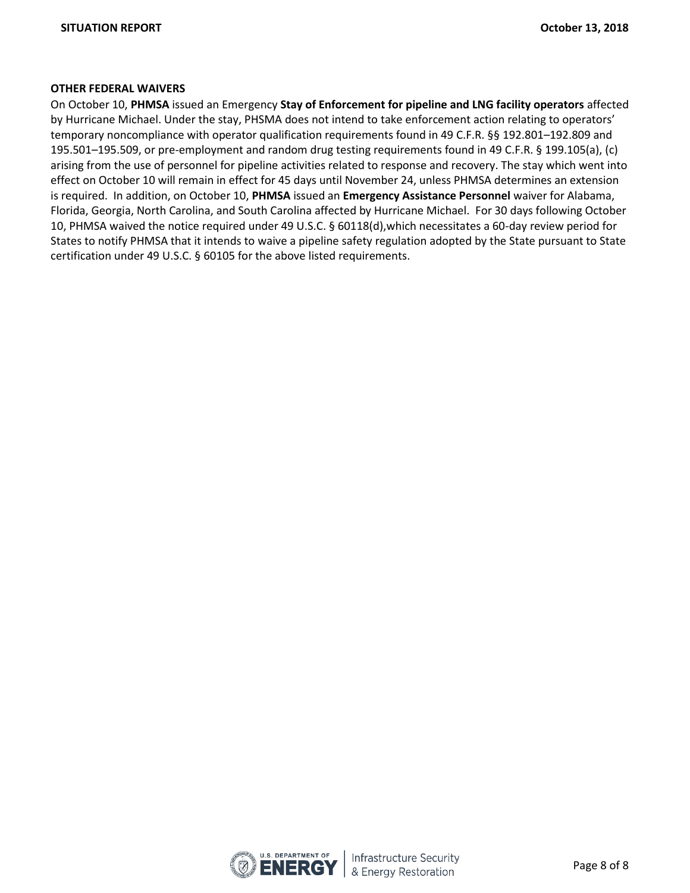**OTHER FEDERAL WAIVERS**

On October 10, **PHMSA** issued an Emergency **Stay of Enforcement for pipeline and LNG facility operators** affected by Hurricane Michael. Under the stay, PHSMA does not intend to take enforcement action relating to operators' temporary noncompliance with operator qualification requirements found in 49 C.F.R. §§ 192.801–192.809 and 195.501–195.509, or pre-employment and random drug testing requirements found in 49 C.F.R. § 199.105(a), (c) arising from the use of personnel for pipeline activities related to response and recovery. The stay which went into effect on October 10 will remain in effect for 45 days until November 24, unless PHMSA determines an extension is required. In addition, on October 10, **PHMSA** issued an **Emergency Assistance Personnel** waiver for Alabama, Florida, Georgia, North Carolina, and South Carolina affected by Hurricane Michael. For 30 days following October 10, PHMSA waived the notice required under 49 U.S.C. § 60118(d),which necessitates a 60-day review period for States to notify PHMSA that it intends to waive a pipeline safety regulation adopted by the State pursuant to State certification under 49 U.S.C. § 60105 for the above listed requirements.